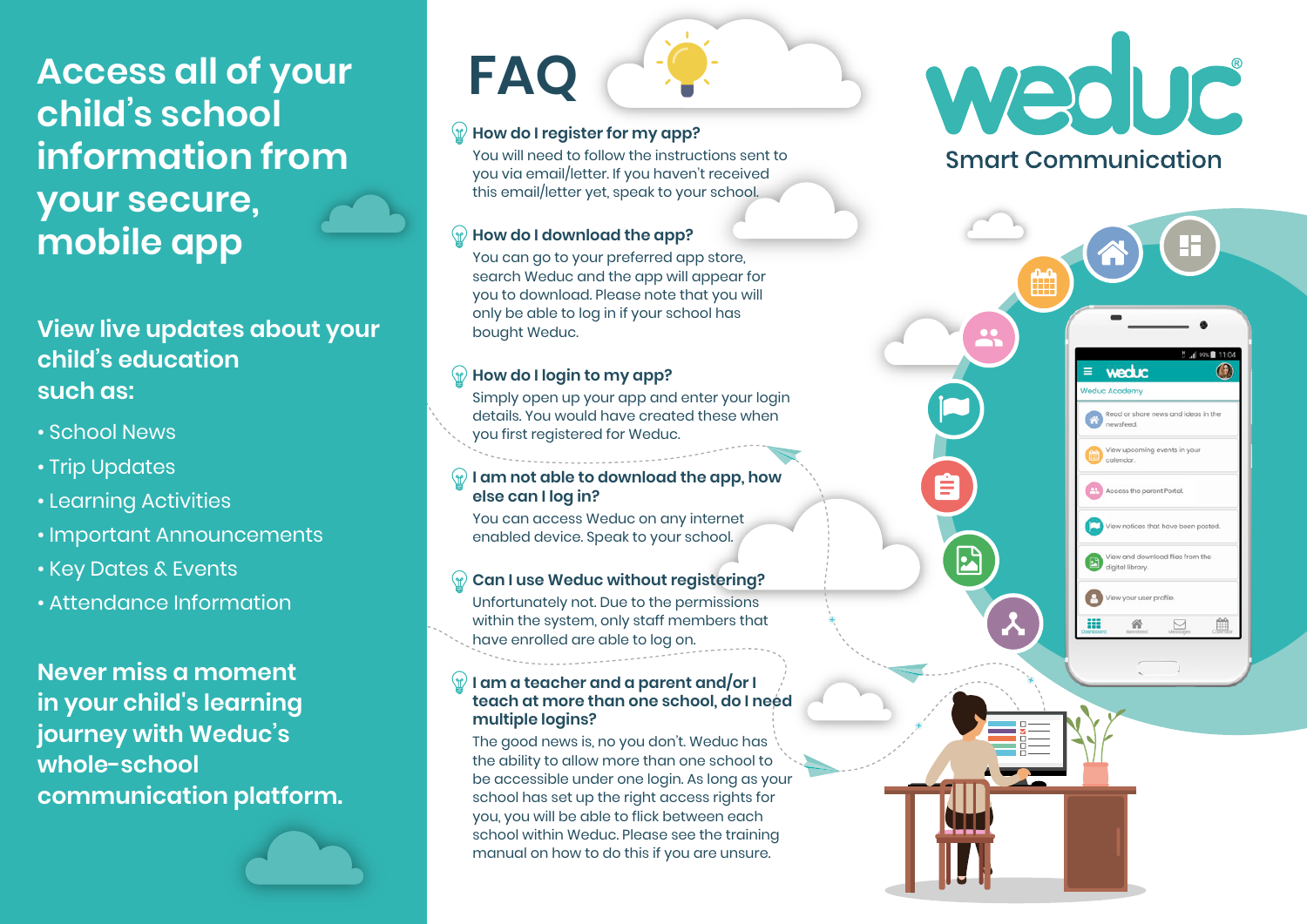# Access all of your child's school information from your secure, mobile app

## View live updates about your child's education such as:

- School News
- Trip Updates
- Learning Activities
- Important Announcements
- Key Dates & Events
- Attendance Information

## Never miss a moment in your child's learning journey with Weduc's whole-school communication platform.

# FAQ

### How do I register for my app?

You will need to follow the instructions sent to you via email/letter. If you haven't received this email/letter yet, speak to your school.

### How do I download the app?

You can go to your preferred app store, search Weduc and the app will appear for you to download. Please note that you will only be able to log in if your school has bought Weduc.

### How do I login to my app?

Simply open up your app and enter your login details. You would have created these when you first registered for Weduc.

### I am not able to download the app, how else can I log in?

You can access Weduc on any internet enabled device. Speak to your school.

### Can I use Weduc without registering?

Unfortunately not. Due to the permissions within the system, only staff members that have enrolled are able to log on.

### I am a teacher and a parent and/or I teach at more than one school, do I need multiple logins?

The good news is, no you don't. Weduc has the ability to allow more than one school to be accessible under one login. As long as your school has set up the right access rights for you, you will be able to flick between each school within Weduc. Please see the training manual on how to do this if you are unsure.

# weduc®

## Smart Communication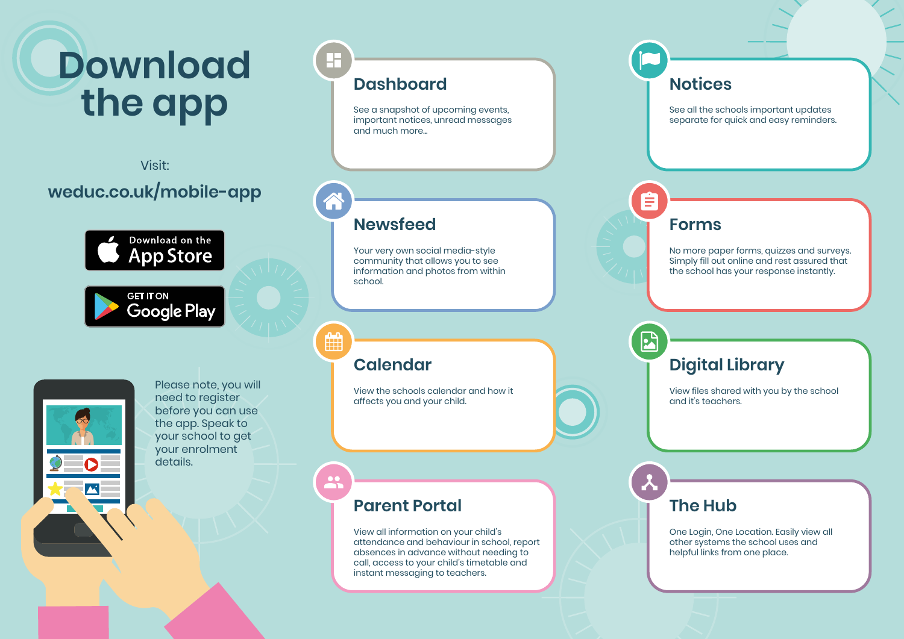# Download the app

Visit:

**weduc.co.uk/mobile-app**

Download on the App Store

GET IT ON Google Play

Please note, you will need to register before you can use the app. Speak to your school to get your enrolment details.

## Dashboard

See a snapshot of upcoming events, important notices, unread messages and much more...

## Notices

See all the schools important updates separate for quick and easy reminders.

## Newsfeed

Your very own social media-style community that allows you to see information and photos from within school.

## Forms

No more paper forms, quizzes and surveys. Simply fill out online and rest assured that the school has your response instantly.

## Calendar

View the schools calendar and how it affects you and your child.

## Digital Library

View files shared with you by the school and it's teachers.

## Parent Portal

View all information on your child's attendance and behaviour in school, report absences in advance without needing to call, access to your child's timetable and instant messaging to teachers.

## The Hub

One Login, One Location. Easily view all other systems the school uses and helpful links from one place.